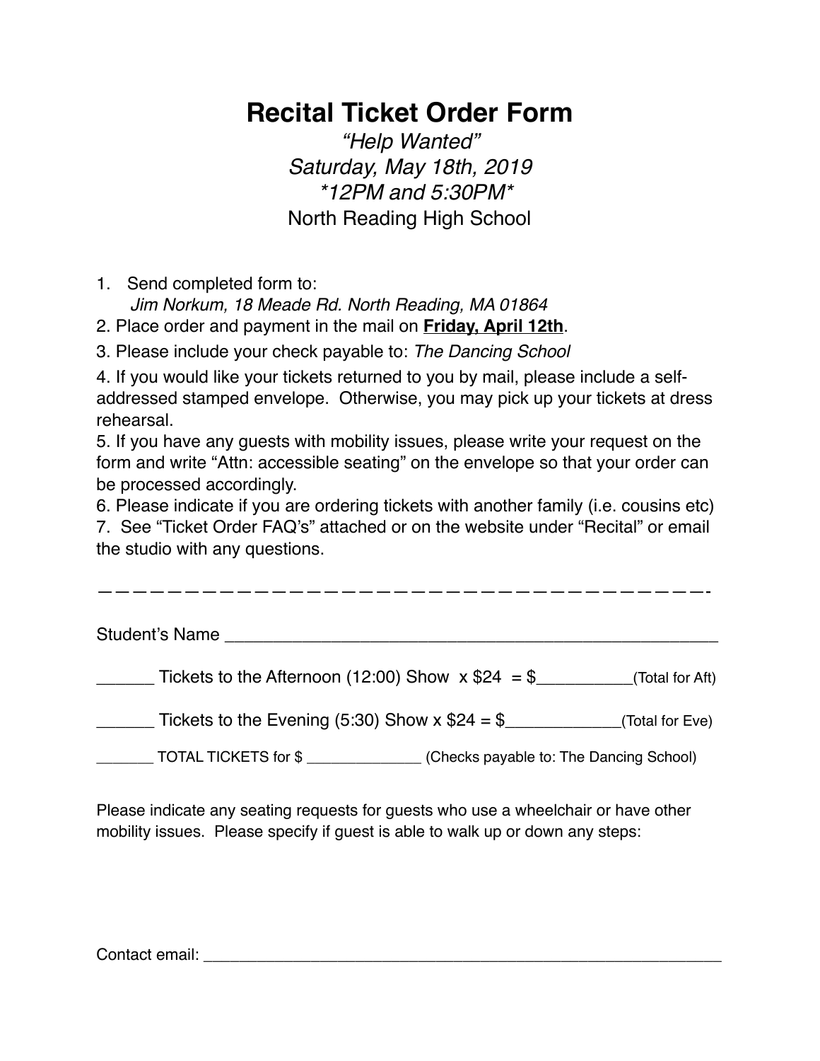# Recital Ticket Order Form

*"Help Wanted"*
*Saturday, May 18th, 2019*
*\*12PM and 5:30PM\**
North Reading High School

1. Send completed form to:
   *Jim Norkum, 18 Meade Rd. North Reading, MA 01864*
2. Place order and payment in the mail on **Friday, April 12th**.
3. Please include your check payable to: *The Dancing School*
4. If you would like your tickets returned to you by mail, please include a self-addressed stamped envelope. Otherwise, you may pick up your tickets at dress rehearsal.
5. If you have any guests with mobility issues, please write your request on the form and write "Attn: accessible seating" on the envelope so that your order can be processed accordingly.
6. Please indicate if you are ordering tickets with another family (i.e. cousins etc)
7. See "Ticket Order FAQ's" attached or on the website under "Recital" or email the studio with any questions.

---

Student's Name ____________________________________________________

______ Tickets to the Afternoon (12:00) Show x $24 = $__________(Total for Aft)

______ Tickets to the Evening (5:30) Show x $24 = $____________(Total for Eve)

_______ TOTAL TICKETS for $ ______________ (Checks payable to: The Dancing School)

Please indicate any seating requests for guests who use a wheelchair or have other mobility issues. Please specify if guest is able to walk up or down any steps:

Contact email: ____________________________________________________________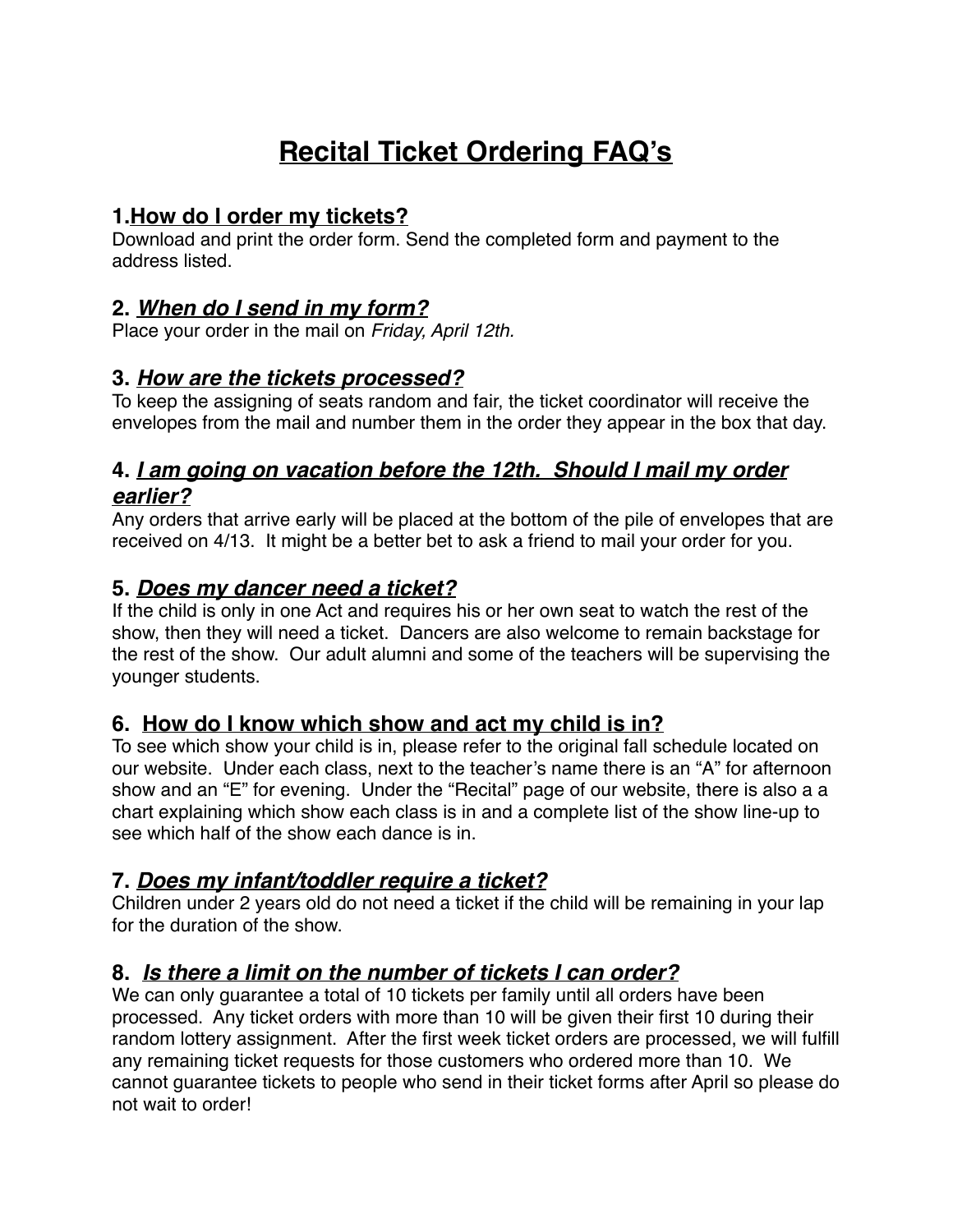# Recital Ticket Ordering FAQ's

## 1. How do I order my tickets?

Download and print the order form. Send the completed form and payment to the address listed.

## 2. *When do I send in my form?*

Place your order in the mail on *Friday, April 12th.*

## 3. *How are the tickets processed?*

To keep the assigning of seats random and fair, the ticket coordinator will receive the envelopes from the mail and number them in the order they appear in the box that day.

## 4. *I am going on vacation before the 12th. Should I mail my order earlier?*

Any orders that arrive early will be placed at the bottom of the pile of envelopes that are received on 4/13. It might be a better bet to ask a friend to mail your order for you.

## 5. *Does my dancer need a ticket?*

If the child is only in one Act and requires his or her own seat to watch the rest of the show, then they will need a ticket. Dancers are also welcome to remain backstage for the rest of the show. Our adult alumni and some of the teachers will be supervising the younger students.

## 6. How do I know which show and act my child is in?

To see which show your child is in, please refer to the original fall schedule located on our website. Under each class, next to the teacher's name there is an "A" for afternoon show and an "E" for evening. Under the "Recital" page of our website, there is also a a chart explaining which show each class is in and a complete list of the show line-up to see which half of the show each dance is in.

## 7. *Does my infant/toddler require a ticket?*

Children under 2 years old do not need a ticket if the child will be remaining in your lap for the duration of the show.

## 8. *Is there a limit on the number of tickets I can order?*

We can only guarantee a total of 10 tickets per family until all orders have been processed. Any ticket orders with more than 10 will be given their first 10 during their random lottery assignment. After the first week ticket orders are processed, we will fulfill any remaining ticket requests for those customers who ordered more than 10. We cannot guarantee tickets to people who send in their ticket forms after April so please do not wait to order!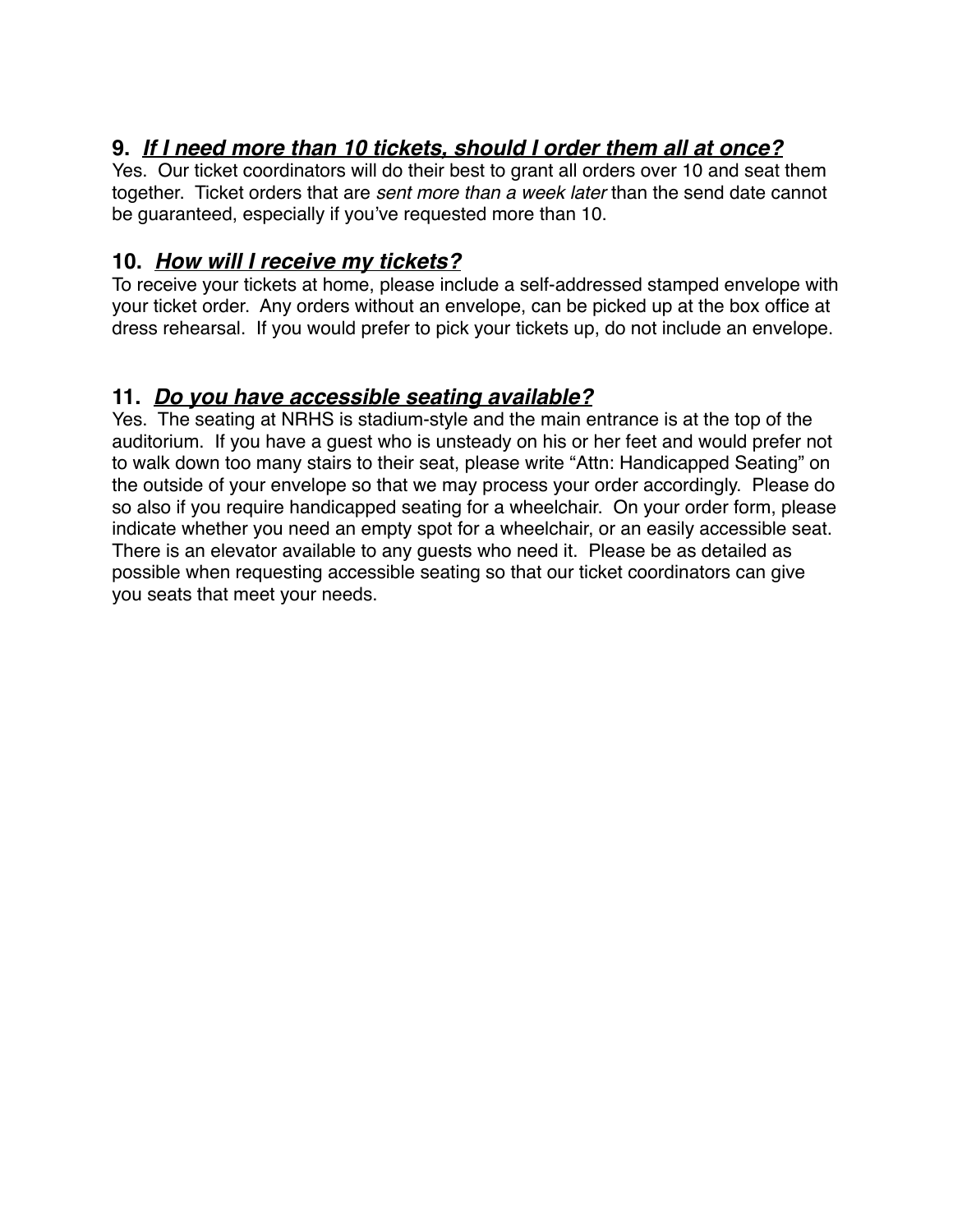### 9. ***If I need more than 10 tickets, should I order them all at once?***

Yes. Our ticket coordinators will do their best to grant all orders over 10 and seat them together. Ticket orders that are *sent more than a week later* than the send date cannot be guaranteed, especially if you've requested more than 10.

### 10. ***How will I receive my tickets?***

To receive your tickets at home, please include a self-addressed stamped envelope with your ticket order. Any orders without an envelope, can be picked up at the box office at dress rehearsal. If you would prefer to pick your tickets up, do not include an envelope.

### 11. ***Do you have accessible seating available?***

Yes. The seating at NRHS is stadium-style and the main entrance is at the top of the auditorium. If you have a guest who is unsteady on his or her feet and would prefer not to walk down too many stairs to their seat, please write "Attn: Handicapped Seating" on the outside of your envelope so that we may process your order accordingly. Please do so also if you require handicapped seating for a wheelchair. On your order form, please indicate whether you need an empty spot for a wheelchair, or an easily accessible seat. There is an elevator available to any guests who need it. Please be as detailed as possible when requesting accessible seating so that our ticket coordinators can give you seats that meet your needs.